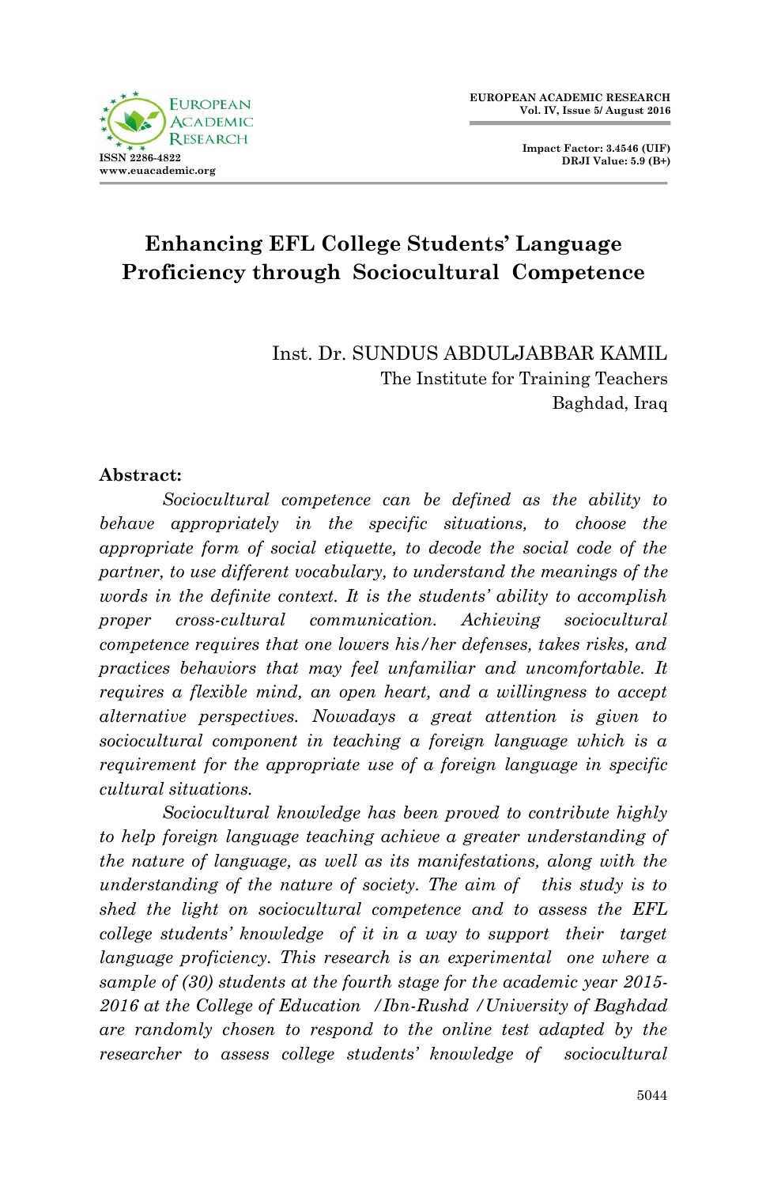# Enhancing EFL College Students' Language Proficiency through Sociocultural Competence

Inst. Dr. SUNDUS ABDULJABBAR KAMIL
The Institute for Training Teachers
Baghdad, Iraq

**Abstract:**

*Sociocultural competence can be defined as the ability to behave appropriately in the specific situations, to choose the appropriate form of social etiquette, to decode the social code of the partner, to use different vocabulary, to understand the meanings of the words in the definite context. It is the students' ability to accomplish proper cross-cultural communication. Achieving sociocultural competence requires that one lowers his/her defenses, takes risks, and practices behaviors that may feel unfamiliar and uncomfortable. It requires a flexible mind, an open heart, and a willingness to accept alternative perspectives. Nowadays a great attention is given to sociocultural component in teaching a foreign language which is a requirement for the appropriate use of a foreign language in specific cultural situations.*

*Sociocultural knowledge has been proved to contribute highly to help foreign language teaching achieve a greater understanding of the nature of language, as well as its manifestations, along with the understanding of the nature of society. The aim of this study is to shed the light on sociocultural competence and to assess the EFL college students' knowledge of it in a way to support their target language proficiency. This research is an experimental one where a sample of (30) students at the fourth stage for the academic year 2015-2016 at the College of Education /Ibn-Rushd /University of Baghdad are randomly chosen to respond to the online test adapted by the researcher to assess college students' knowledge of sociocultural*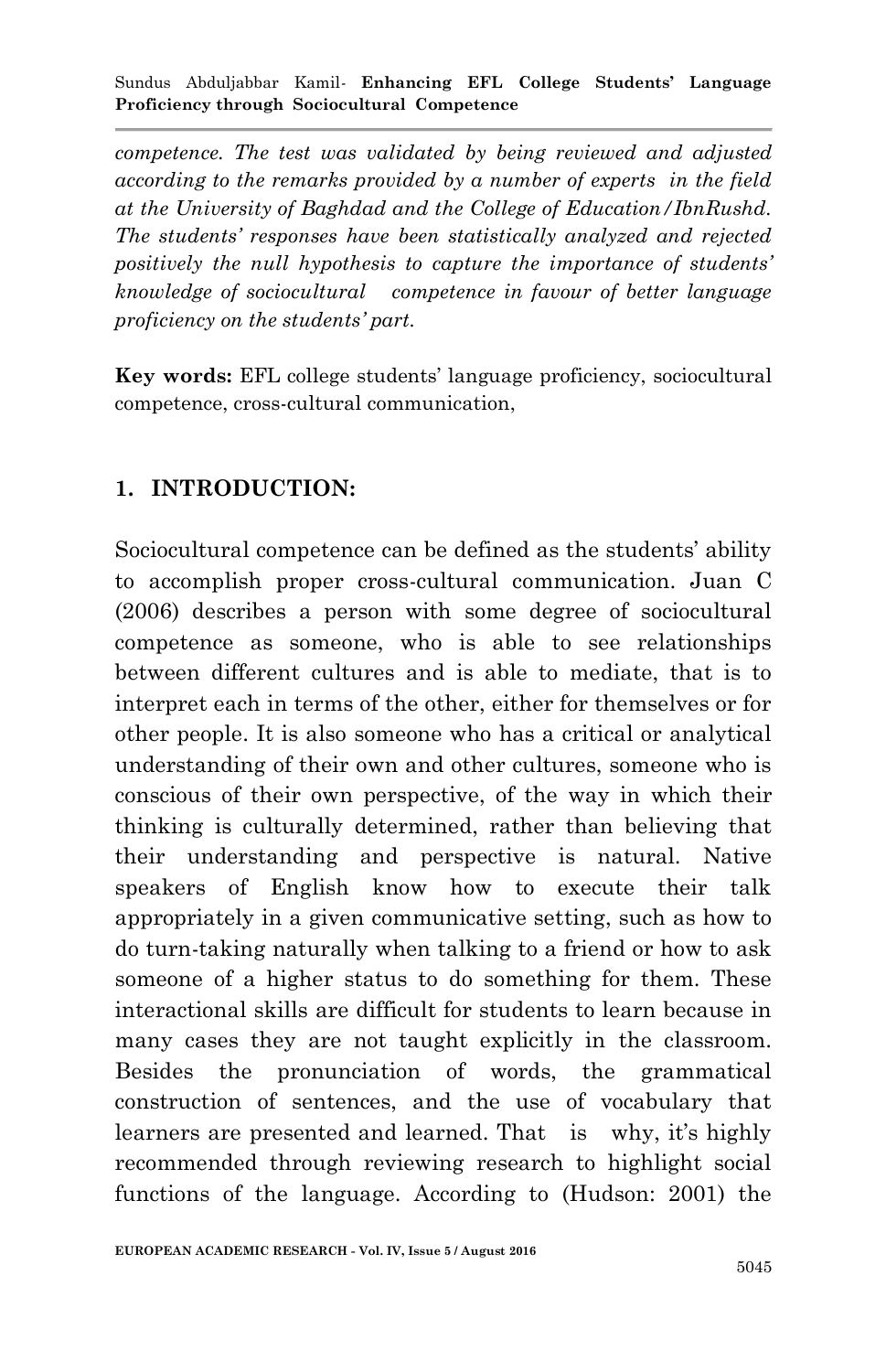*competence. The test was validated by being reviewed and adjusted according to the remarks provided by a number of experts in the field at the University of Baghdad and the College of Education/IbnRushd. The students' responses have been statistically analyzed and rejected positively the null hypothesis to capture the importance of students' knowledge of sociocultural competence in favour of better language proficiency on the students' part.*

**Key words:** EFL college students' language proficiency, sociocultural competence, cross-cultural communication,

## 1. INTRODUCTION:

Sociocultural competence can be defined as the students' ability to accomplish proper cross-cultural communication. Juan C (2006) describes a person with some degree of sociocultural competence as someone, who is able to see relationships between different cultures and is able to mediate, that is to interpret each in terms of the other, either for themselves or for other people. It is also someone who has a critical or analytical understanding of their own and other cultures, someone who is conscious of their own perspective, of the way in which their thinking is culturally determined, rather than believing that their understanding and perspective is natural. Native speakers of English know how to execute their talk appropriately in a given communicative setting, such as how to do turn-taking naturally when talking to a friend or how to ask someone of a higher status to do something for them. These interactional skills are difficult for students to learn because in many cases they are not taught explicitly in the classroom. Besides the pronunciation of words, the grammatical construction of sentences, and the use of vocabulary that learners are presented and learned. That is why, it's highly recommended through reviewing research to highlight social functions of the language. According to (Hudson: 2001) the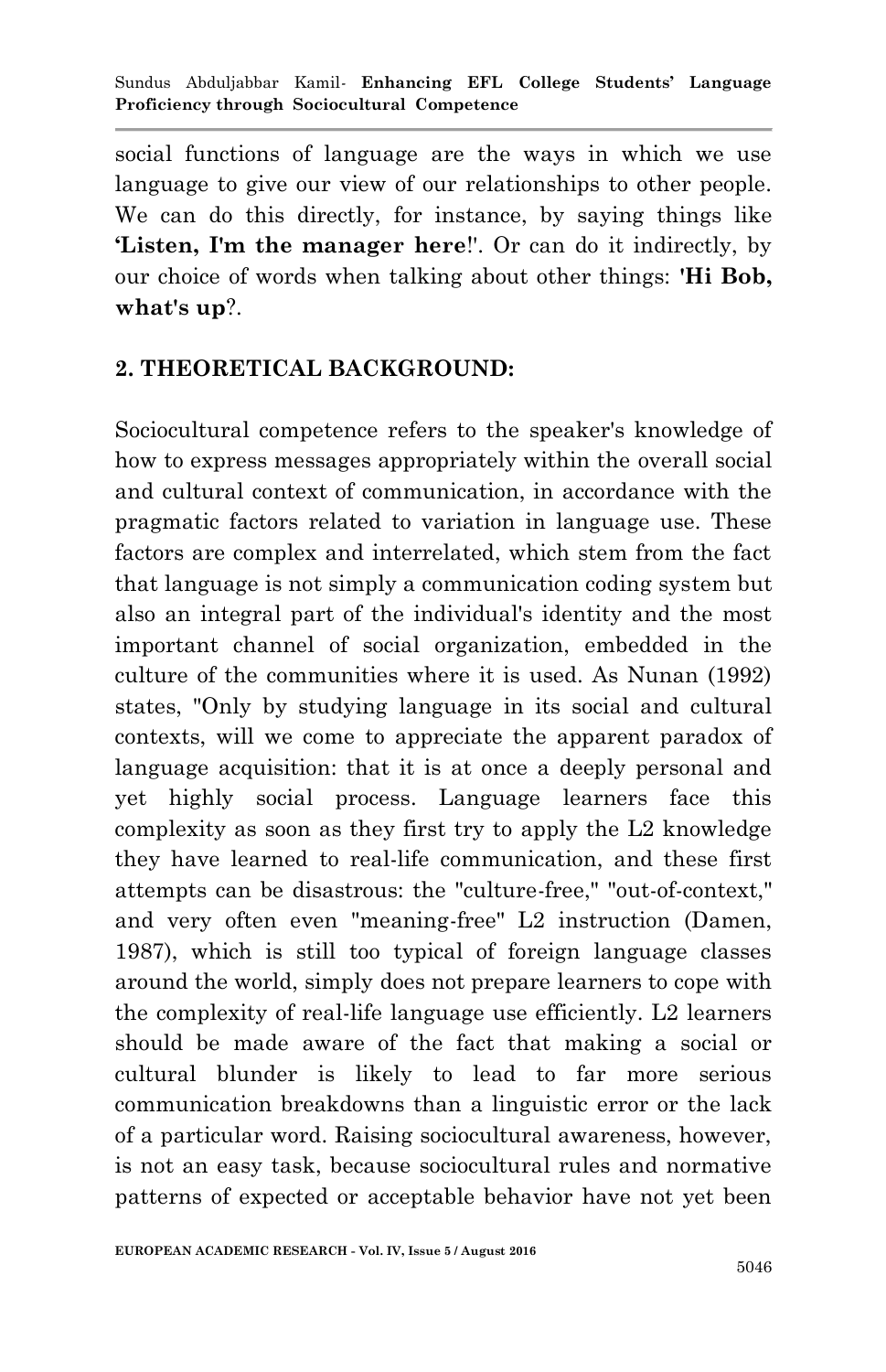social functions of language are the ways in which we use language to give our view of our relationships to other people. We can do this directly, for instance, by saying things like **'Listen, I'm the manager here**!'. Or can do it indirectly, by our choice of words when talking about other things: **'Hi Bob, what's up**?.

## 2. THEORETICAL BACKGROUND:

Sociocultural competence refers to the speaker's knowledge of how to express messages appropriately within the overall social and cultural context of communication, in accordance with the pragmatic factors related to variation in language use. These factors are complex and interrelated, which stem from the fact that language is not simply a communication coding system but also an integral part of the individual's identity and the most important channel of social organization, embedded in the culture of the communities where it is used. As Nunan (1992) states, "Only by studying language in its social and cultural contexts, will we come to appreciate the apparent paradox of language acquisition: that it is at once a deeply personal and yet highly social process. Language learners face this complexity as soon as they first try to apply the L2 knowledge they have learned to real-life communication, and these first attempts can be disastrous: the "culture-free," "out-of-context," and very often even "meaning-free" L2 instruction (Damen, 1987), which is still too typical of foreign language classes around the world, simply does not prepare learners to cope with the complexity of real-life language use efficiently. L2 learners should be made aware of the fact that making a social or cultural blunder is likely to lead to far more serious communication breakdowns than a linguistic error or the lack of a particular word. Raising sociocultural awareness, however, is not an easy task, because sociocultural rules and normative patterns of expected or acceptable behavior have not yet been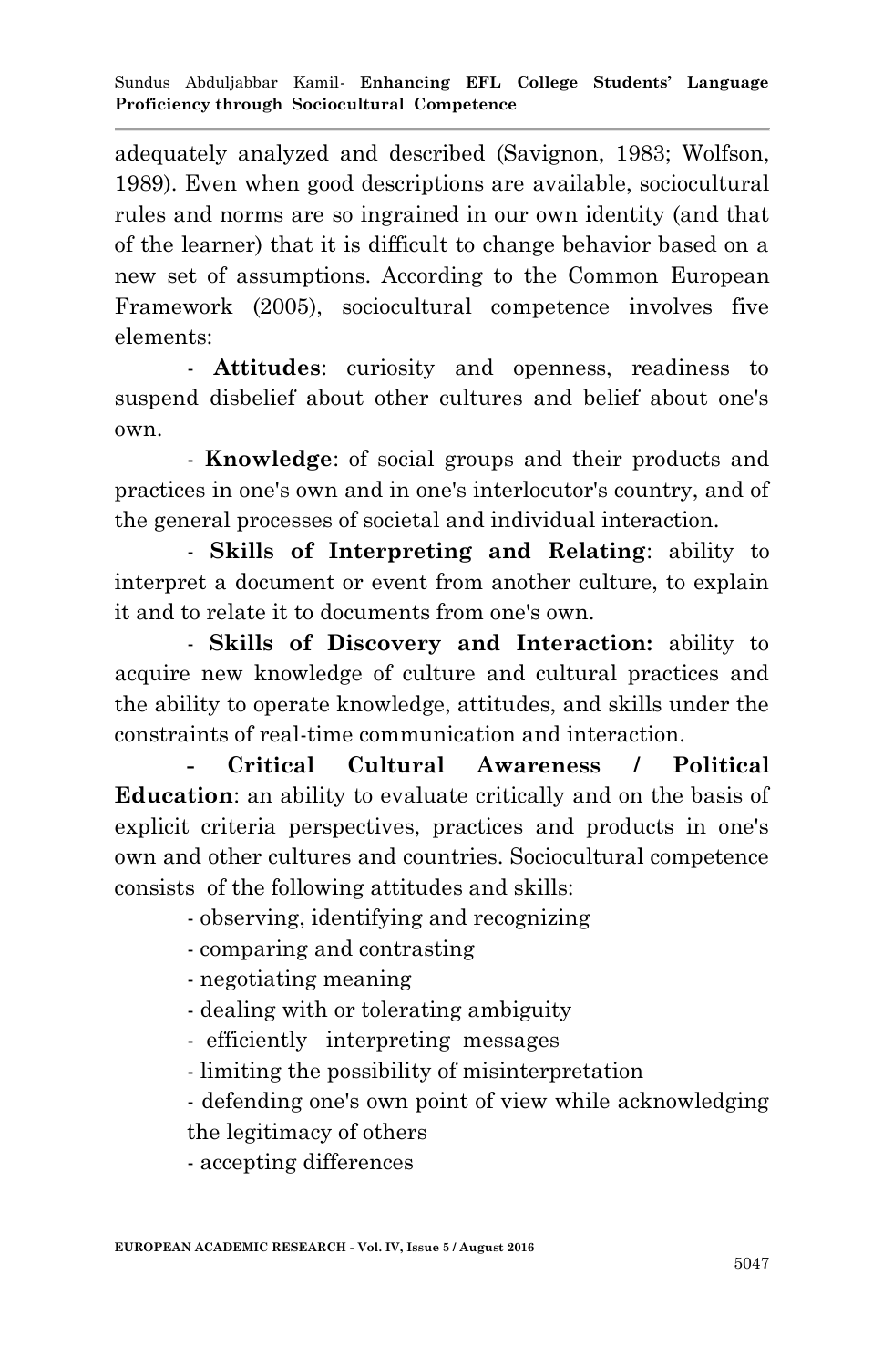adequately analyzed and described (Savignon, 1983; Wolfson, 1989). Even when good descriptions are available, sociocultural rules and norms are so ingrained in our own identity (and that of the learner) that it is difficult to change behavior based on a new set of assumptions. According to the Common European Framework (2005), sociocultural competence involves five elements:

- **Attitudes**: curiosity and openness, readiness to suspend disbelief about other cultures and belief about one's own.

- **Knowledge**: of social groups and their products and practices in one's own and in one's interlocutor's country, and of the general processes of societal and individual interaction.

- **Skills of Interpreting and Relating**: ability to interpret a document or event from another culture, to explain it and to relate it to documents from one's own.

- **Skills of Discovery and Interaction:** ability to acquire new knowledge of culture and cultural practices and the ability to operate knowledge, attitudes, and skills under the constraints of real-time communication and interaction.

- **Critical Cultural Awareness / Political Education**: an ability to evaluate critically and on the basis of explicit criteria perspectives, practices and products in one's own and other cultures and countries. Sociocultural competence consists of the following attitudes and skills:

  - observing, identifying and recognizing
  - comparing and contrasting
  - negotiating meaning
  - dealing with or tolerating ambiguity
  - efficiently interpreting messages
  - limiting the possibility of misinterpretation
  - defending one's own point of view while acknowledging the legitimacy of others
  - accepting differences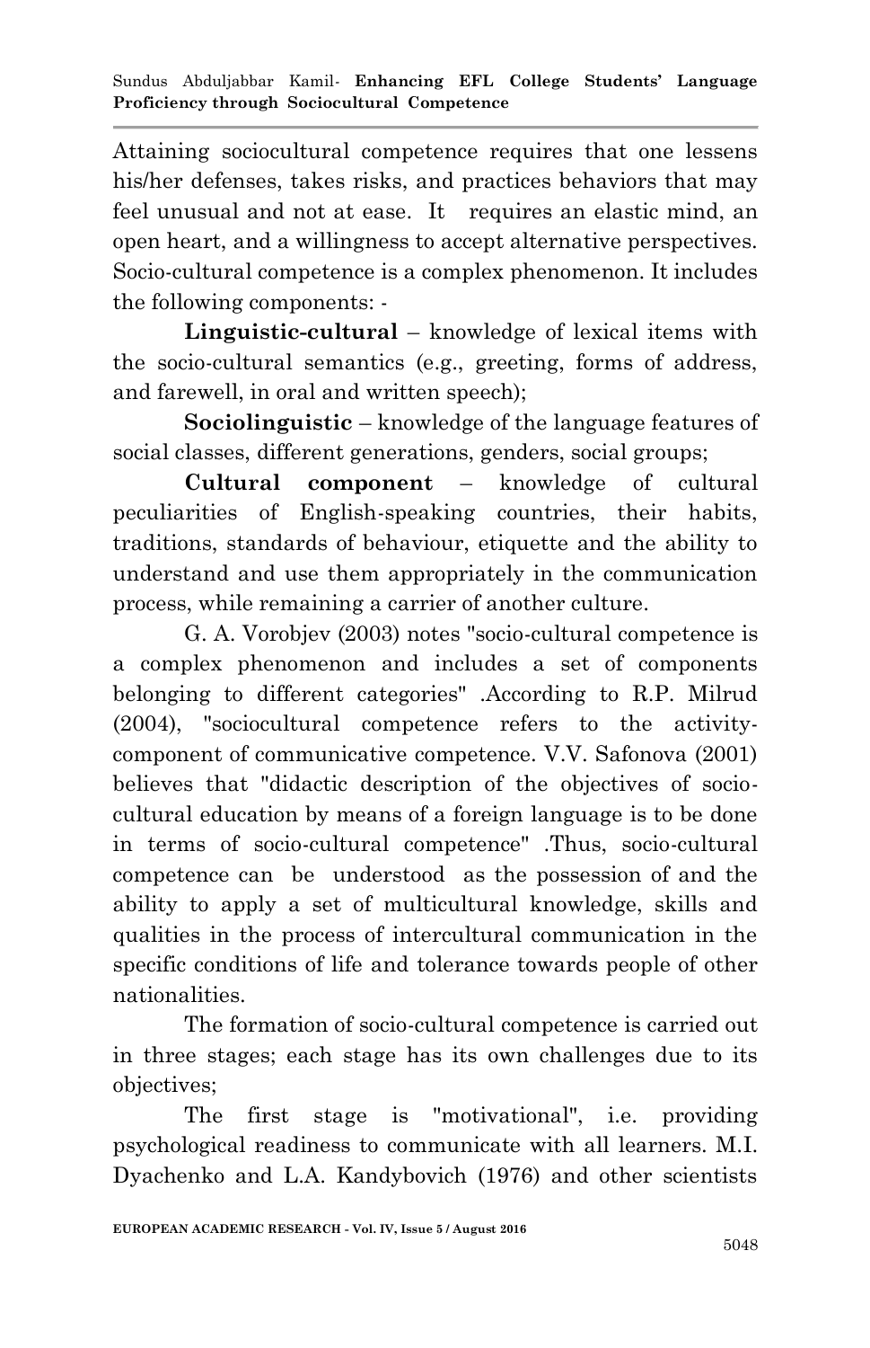Attaining sociocultural competence requires that one lessens his/her defenses, takes risks, and practices behaviors that may feel unusual and not at ease. It requires an elastic mind, an open heart, and a willingness to accept alternative perspectives. Socio-cultural competence is a complex phenomenon. It includes the following components: -

**Linguistic-cultural** – knowledge of lexical items with the socio-cultural semantics (e.g., greeting, forms of address, and farewell, in oral and written speech);

**Sociolinguistic** – knowledge of the language features of social classes, different generations, genders, social groups;

**Cultural component** – knowledge of cultural peculiarities of English-speaking countries, their habits, traditions, standards of behaviour, etiquette and the ability to understand and use them appropriately in the communication process, while remaining a carrier of another culture.

G. A. Vorobjev (2003) notes "socio-cultural competence is a complex phenomenon and includes a set of components belonging to different categories" .According to R.P. Milrud (2004), "sociocultural competence refers to the activity-component of communicative competence. V.V. Safonova (2001) believes that "didactic description of the objectives of socio-cultural education by means of a foreign language is to be done in terms of socio-cultural competence" .Thus, socio-cultural competence can be understood as the possession of and the ability to apply a set of multicultural knowledge, skills and qualities in the process of intercultural communication in the specific conditions of life and tolerance towards people of other nationalities.

The formation of socio-cultural competence is carried out in three stages; each stage has its own challenges due to its objectives;

The first stage is "motivational", i.e. providing psychological readiness to communicate with all learners. M.I. Dyachenko and L.A. Kandybovich (1976) and other scientists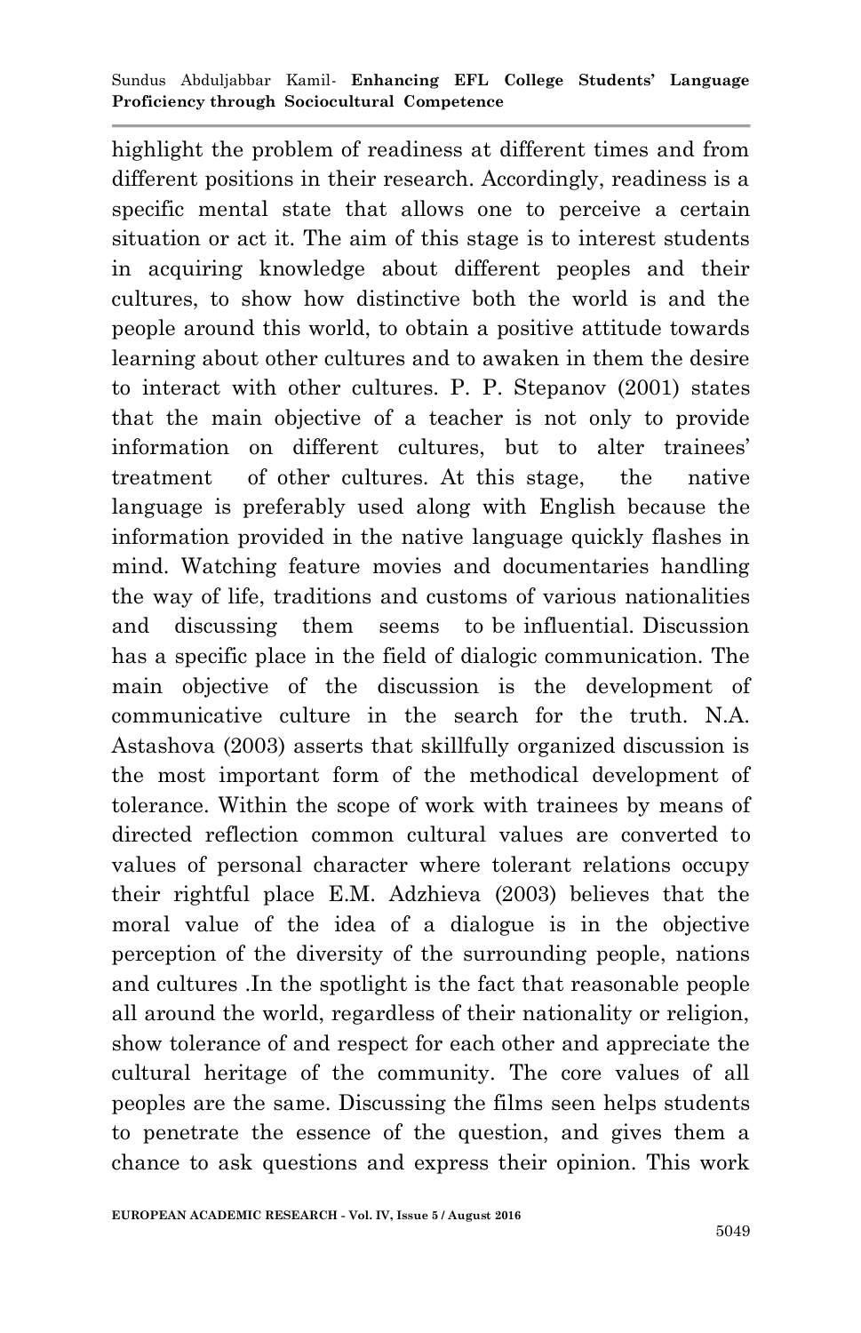highlight the problem of readiness at different times and from different positions in their research. Accordingly, readiness is a specific mental state that allows one to perceive a certain situation or act it. The aim of this stage is to interest students in acquiring knowledge about different peoples and their cultures, to show how distinctive both the world is and the people around this world, to obtain a positive attitude towards learning about other cultures and to awaken in them the desire to interact with other cultures. P. P. Stepanov (2001) states that the main objective of a teacher is not only to provide information on different cultures, but to alter trainees' treatment of other cultures. At this stage, the native language is preferably used along with English because the information provided in the native language quickly flashes in mind. Watching feature movies and documentaries handling the way of life, traditions and customs of various nationalities and discussing them seems to be influential. Discussion has a specific place in the field of dialogic communication. The main objective of the discussion is the development of communicative culture in the search for the truth. N.A. Astashova (2003) asserts that skillfully organized discussion is the most important form of the methodical development of tolerance. Within the scope of work with trainees by means of directed reflection common cultural values are converted to values of personal character where tolerant relations occupy their rightful place E.M. Adzhieva (2003) believes that the moral value of the idea of a dialogue is in the objective perception of the diversity of the surrounding people, nations and cultures .In the spotlight is the fact that reasonable people all around the world, regardless of their nationality or religion, show tolerance of and respect for each other and appreciate the cultural heritage of the community. The core values of all peoples are the same. Discussing the films seen helps students to penetrate the essence of the question, and gives them a chance to ask questions and express their opinion. This work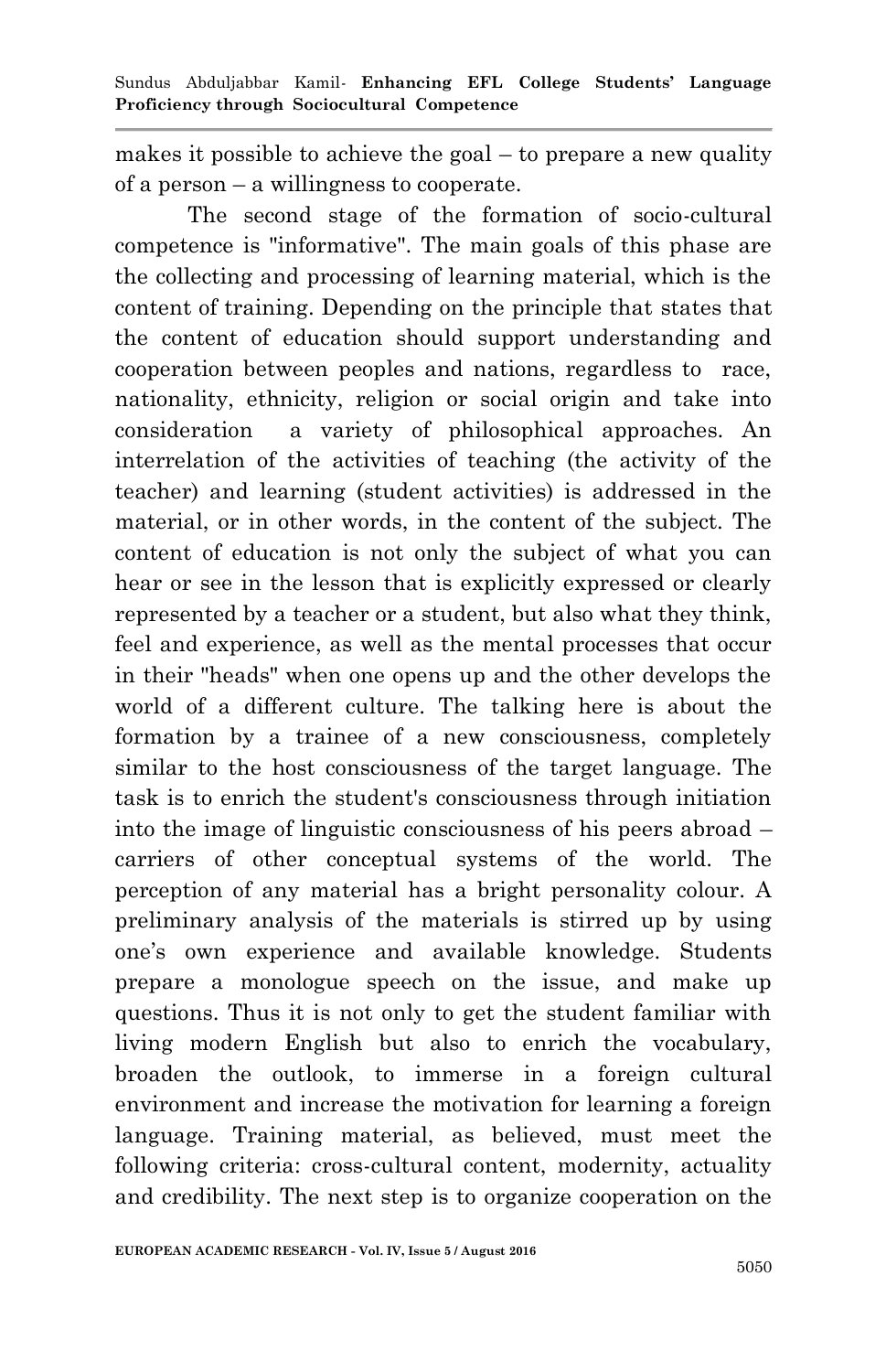makes it possible to achieve the goal – to prepare a new quality of a person – a willingness to cooperate.

The second stage of the formation of socio-cultural competence is "informative". The main goals of this phase are the collecting and processing of learning material, which is the content of training. Depending on the principle that states that the content of education should support understanding and cooperation between peoples and nations, regardless to race, nationality, ethnicity, religion or social origin and take into consideration a variety of philosophical approaches. An interrelation of the activities of teaching (the activity of the teacher) and learning (student activities) is addressed in the material, or in other words, in the content of the subject. The content of education is not only the subject of what you can hear or see in the lesson that is explicitly expressed or clearly represented by a teacher or a student, but also what they think, feel and experience, as well as the mental processes that occur in their "heads" when one opens up and the other develops the world of a different culture. The talking here is about the formation by a trainee of a new consciousness, completely similar to the host consciousness of the target language. The task is to enrich the student's consciousness through initiation into the image of linguistic consciousness of his peers abroad – carriers of other conceptual systems of the world. The perception of any material has a bright personality colour. A preliminary analysis of the materials is stirred up by using one's own experience and available knowledge. Students prepare a monologue speech on the issue, and make up questions. Thus it is not only to get the student familiar with living modern English but also to enrich the vocabulary, broaden the outlook, to immerse in a foreign cultural environment and increase the motivation for learning a foreign language. Training material, as believed, must meet the following criteria: cross-cultural content, modernity, actuality and credibility. The next step is to organize cooperation on the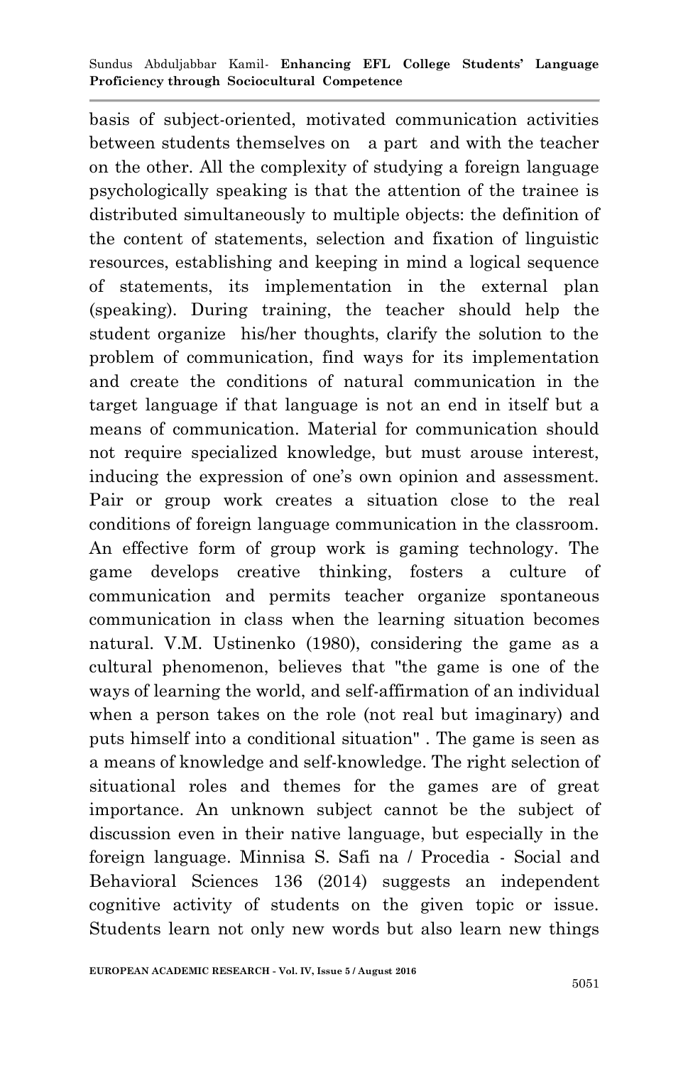basis of subject-oriented, motivated communication activities between students themselves on a part and with the teacher on the other. All the complexity of studying a foreign language psychologically speaking is that the attention of the trainee is distributed simultaneously to multiple objects: the definition of the content of statements, selection and fixation of linguistic resources, establishing and keeping in mind a logical sequence of statements, its implementation in the external plan (speaking). During training, the teacher should help the student organize his/her thoughts, clarify the solution to the problem of communication, find ways for its implementation and create the conditions of natural communication in the target language if that language is not an end in itself but a means of communication. Material for communication should not require specialized knowledge, but must arouse interest, inducing the expression of one's own opinion and assessment. Pair or group work creates a situation close to the real conditions of foreign language communication in the classroom. An effective form of group work is gaming technology. The game develops creative thinking, fosters a culture of communication and permits teacher organize spontaneous communication in class when the learning situation becomes natural. V.M. Ustinenko (1980), considering the game as a cultural phenomenon, believes that "the game is one of the ways of learning the world, and self-affirmation of an individual when a person takes on the role (not real but imaginary) and puts himself into a conditional situation" . The game is seen as a means of knowledge and self-knowledge. The right selection of situational roles and themes for the games are of great importance. An unknown subject cannot be the subject of discussion even in their native language, but especially in the foreign language. Minnisa S. Safi na / Procedia - Social and Behavioral Sciences 136 (2014) suggests an independent cognitive activity of students on the given topic or issue. Students learn not only new words but also learn new things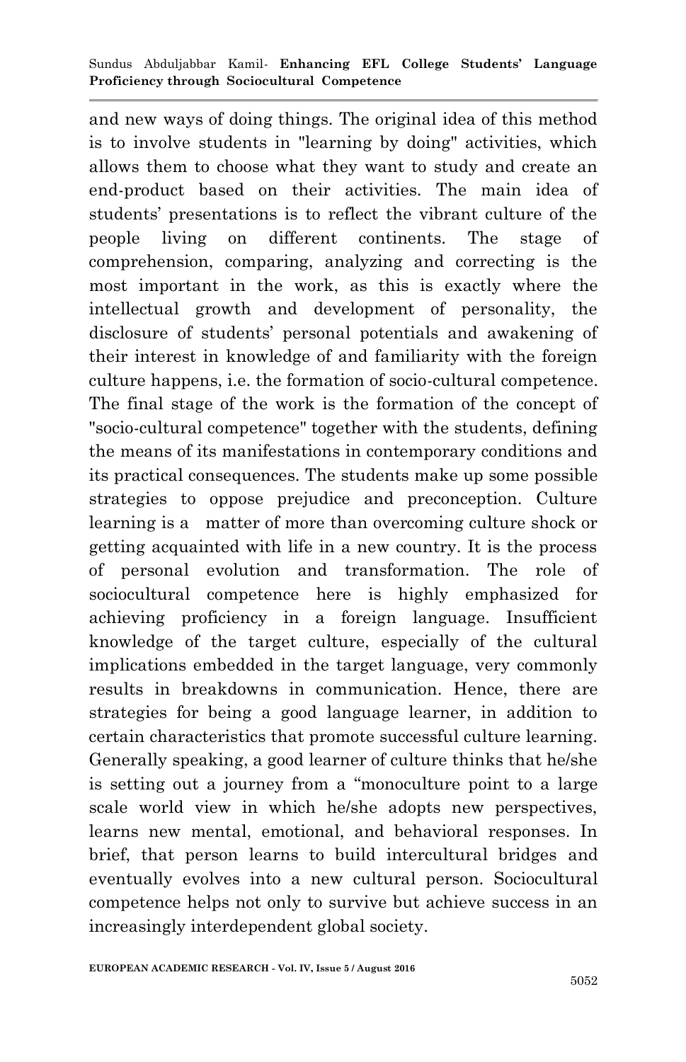and new ways of doing things. The original idea of this method is to involve students in "learning by doing" activities, which allows them to choose what they want to study and create an end-product based on their activities. The main idea of students' presentations is to reflect the vibrant culture of the people living on different continents. The stage of comprehension, comparing, analyzing and correcting is the most important in the work, as this is exactly where the intellectual growth and development of personality, the disclosure of students' personal potentials and awakening of their interest in knowledge of and familiarity with the foreign culture happens, i.e. the formation of socio-cultural competence. The final stage of the work is the formation of the concept of "socio-cultural competence" together with the students, defining the means of its manifestations in contemporary conditions and its practical consequences. The students make up some possible strategies to oppose prejudice and preconception. Culture learning is a matter of more than overcoming culture shock or getting acquainted with life in a new country. It is the process of personal evolution and transformation. The role of sociocultural competence here is highly emphasized for achieving proficiency in a foreign language. Insufficient knowledge of the target culture, especially of the cultural implications embedded in the target language, very commonly results in breakdowns in communication. Hence, there are strategies for being a good language learner, in addition to certain characteristics that promote successful culture learning. Generally speaking, a good learner of culture thinks that he/she is setting out a journey from a "monoculture point to a large scale world view in which he/she adopts new perspectives, learns new mental, emotional, and behavioral responses. In brief, that person learns to build intercultural bridges and eventually evolves into a new cultural person. Sociocultural competence helps not only to survive but achieve success in an increasingly interdependent global society.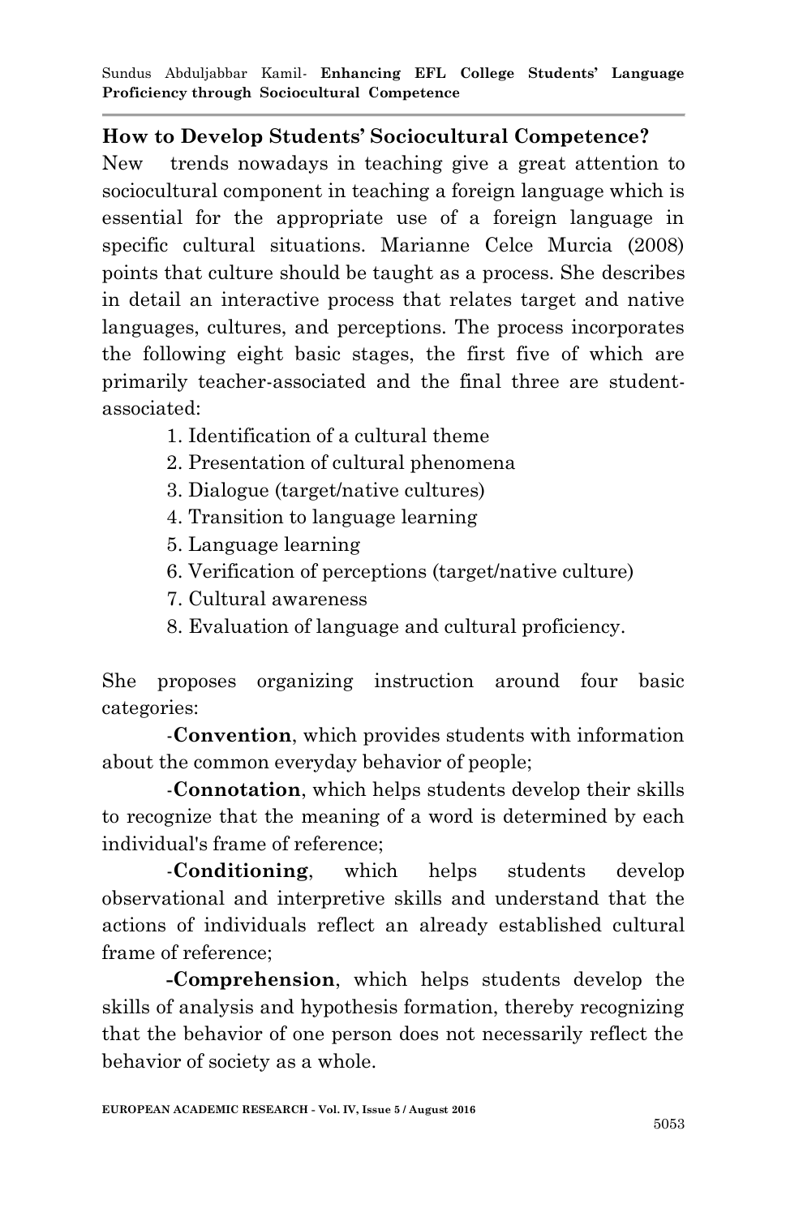## How to Develop Students' Sociocultural Competence?

New trends nowadays in teaching give a great attention to sociocultural component in teaching a foreign language which is essential for the appropriate use of a foreign language in specific cultural situations. Marianne Celce Murcia (2008) points that culture should be taught as a process. She describes in detail an interactive process that relates target and native languages, cultures, and perceptions. The process incorporates the following eight basic stages, the first five of which are primarily teacher-associated and the final three are student-associated:

1. Identification of a cultural theme
2. Presentation of cultural phenomena
3. Dialogue (target/native cultures)
4. Transition to language learning
5. Language learning
6. Verification of perceptions (target/native culture)
7. Cultural awareness
8. Evaluation of language and cultural proficiency.

She proposes organizing instruction around four basic categories:

-**Convention**, which provides students with information about the common everyday behavior of people;

-**Connotation**, which helps students develop their skills to recognize that the meaning of a word is determined by each individual's frame of reference;

-**Conditioning**, which helps students develop observational and interpretive skills and understand that the actions of individuals reflect an already established cultural frame of reference;

**-Comprehension**, which helps students develop the skills of analysis and hypothesis formation, thereby recognizing that the behavior of one person does not necessarily reflect the behavior of society as a whole.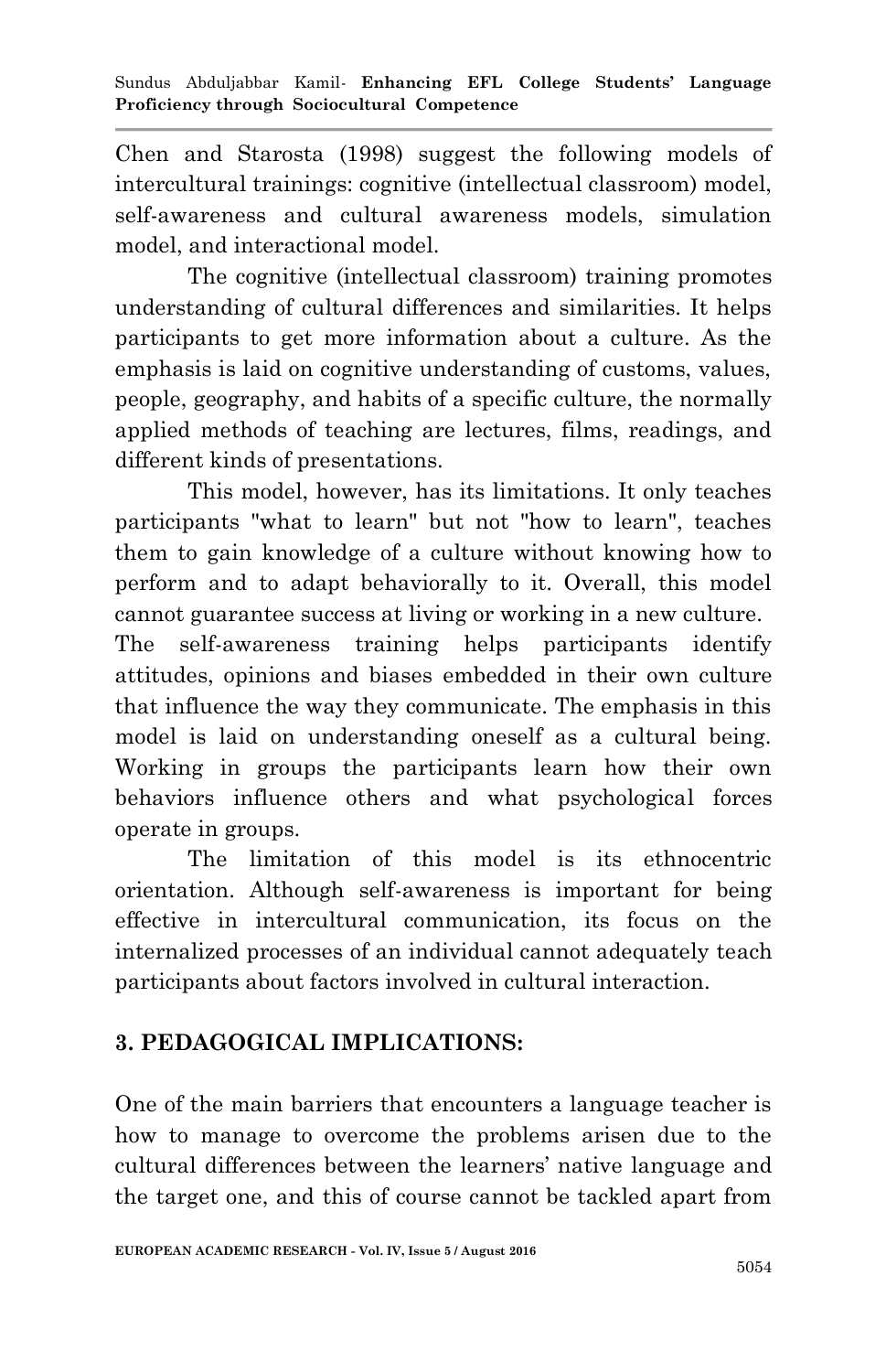Chen and Starosta (1998) suggest the following models of intercultural trainings: cognitive (intellectual classroom) model, self-awareness and cultural awareness models, simulation model, and interactional model.

The cognitive (intellectual classroom) training promotes understanding of cultural differences and similarities. It helps participants to get more information about a culture. As the emphasis is laid on cognitive understanding of customs, values, people, geography, and habits of a specific culture, the normally applied methods of teaching are lectures, films, readings, and different kinds of presentations.

This model, however, has its limitations. It only teaches participants "what to learn" but not "how to learn", teaches them to gain knowledge of a culture without knowing how to perform and to adapt behaviorally to it. Overall, this model cannot guarantee success at living or working in a new culture.

The self-awareness training helps participants identify attitudes, opinions and biases embedded in their own culture that influence the way they communicate. The emphasis in this model is laid on understanding oneself as a cultural being. Working in groups the participants learn how their own behaviors influence others and what psychological forces operate in groups.

The limitation of this model is its ethnocentric orientation. Although self-awareness is important for being effective in intercultural communication, its focus on the internalized processes of an individual cannot adequately teach participants about factors involved in cultural interaction.

## 3. PEDAGOGICAL IMPLICATIONS:

One of the main barriers that encounters a language teacher is how to manage to overcome the problems arisen due to the cultural differences between the learners' native language and the target one, and this of course cannot be tackled apart from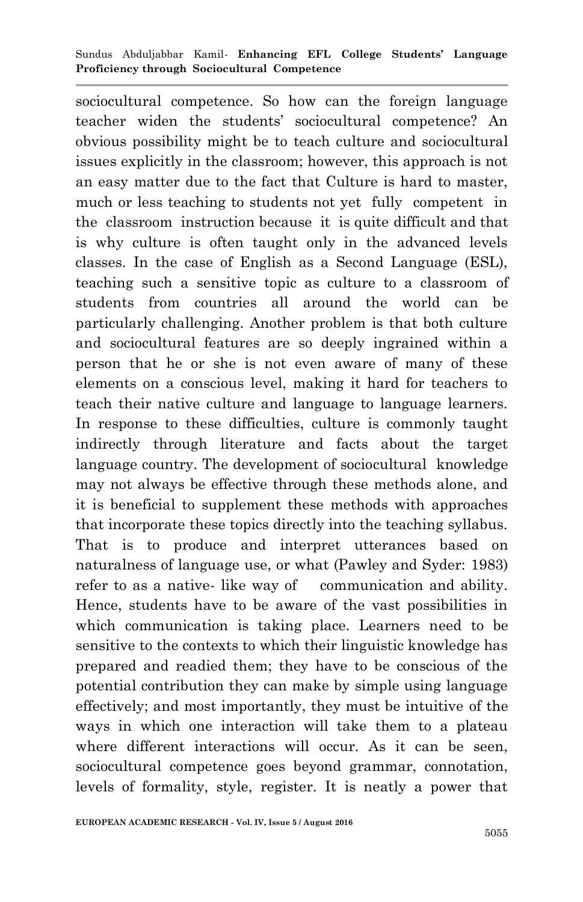sociocultural competence. So how can the foreign language teacher widen the students' sociocultural competence? An obvious possibility might be to teach culture and sociocultural issues explicitly in the classroom; however, this approach is not an easy matter due to the fact that Culture is hard to master, much or less teaching to students not yet fully competent in the classroom instruction because it is quite difficult and that is why culture is often taught only in the advanced levels classes. In the case of English as a Second Language (ESL), teaching such a sensitive topic as culture to a classroom of students from countries all around the world can be particularly challenging. Another problem is that both culture and sociocultural features are so deeply ingrained within a person that he or she is not even aware of many of these elements on a conscious level, making it hard for teachers to teach their native culture and language to language learners. In response to these difficulties, culture is commonly taught indirectly through literature and facts about the target language country. The development of sociocultural knowledge may not always be effective through these methods alone, and it is beneficial to supplement these methods with approaches that incorporate these topics directly into the teaching syllabus. That is to produce and interpret utterances based on naturalness of language use, or what (Pawley and Syder: 1983) refer to as a native- like way of communication and ability. Hence, students have to be aware of the vast possibilities in which communication is taking place. Learners need to be sensitive to the contexts to which their linguistic knowledge has prepared and readied them; they have to be conscious of the potential contribution they can make by simple using language effectively; and most importantly, they must be intuitive of the ways in which one interaction will take them to a plateau where different interactions will occur. As it can be seen, sociocultural competence goes beyond grammar, connotation, levels of formality, style, register. It is neatly a power that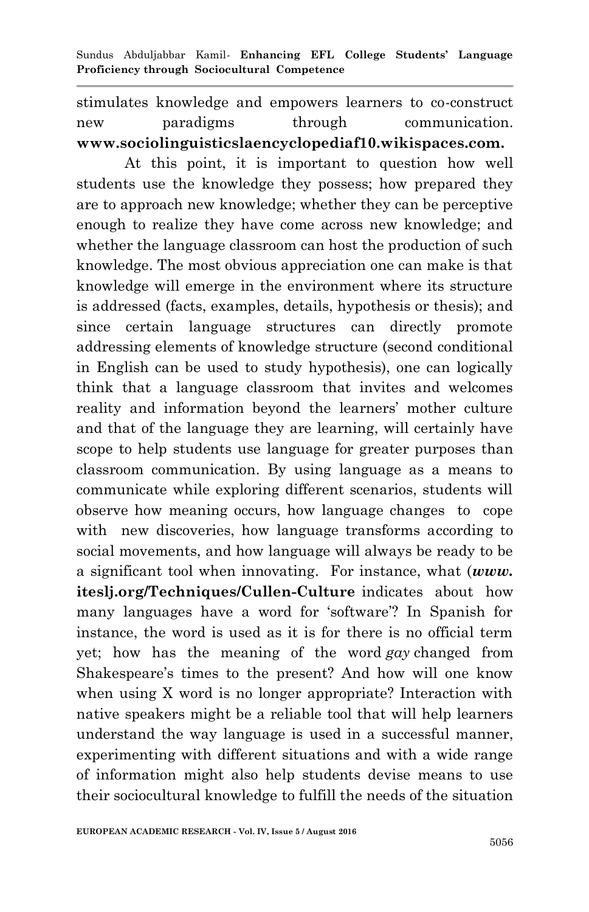stimulates knowledge and empowers learners to co-construct new paradigms through communication. **www.sociolinguisticslaencyclopediaf10.wikispaces.com.**

At this point, it is important to question how well students use the knowledge they possess; how prepared they are to approach new knowledge; whether they can be perceptive enough to realize they have come across new knowledge; and whether the language classroom can host the production of such knowledge. The most obvious appreciation one can make is that knowledge will emerge in the environment where its structure is addressed (facts, examples, details, hypothesis or thesis); and since certain language structures can directly promote addressing elements of knowledge structure (second conditional in English can be used to study hypothesis), one can logically think that a language classroom that invites and welcomes reality and information beyond the learners' mother culture and that of the language they are learning, will certainly have scope to help students use language for greater purposes than classroom communication. By using language as a means to communicate while exploring different scenarios, students will observe how meaning occurs, how language changes to cope with new discoveries, how language transforms according to social movements, and how language will always be ready to be a significant tool when innovating. For instance, what (***www.* iteslj.org/Techniques/Cullen-Culture** indicates about how many languages have a word for 'software'? In Spanish for instance, the word is used as it is for there is no official term yet; how has the meaning of the word *gay* changed from Shakespeare's times to the present? And how will one know when using X word is no longer appropriate? Interaction with native speakers might be a reliable tool that will help learners understand the way language is used in a successful manner, experimenting with different situations and with a wide range of information might also help students devise means to use their sociocultural knowledge to fulfill the needs of the situation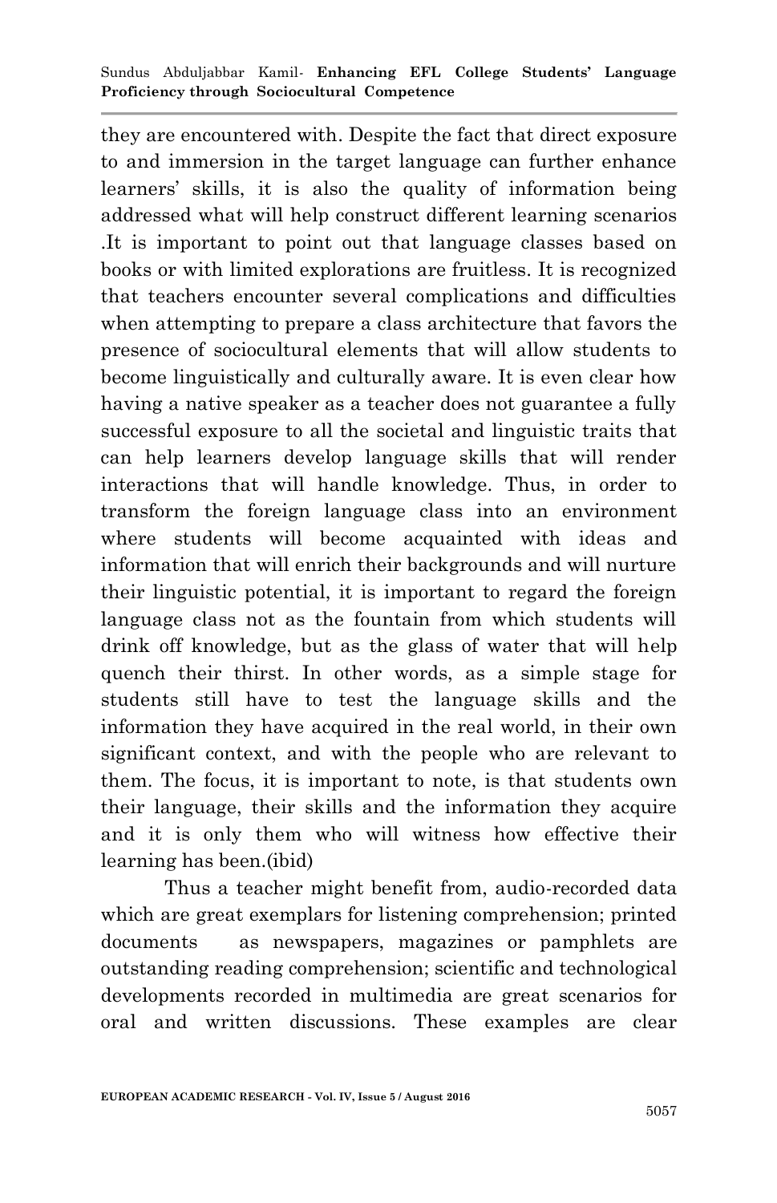they are encountered with. Despite the fact that direct exposure to and immersion in the target language can further enhance learners' skills, it is also the quality of information being addressed what will help construct different learning scenarios .It is important to point out that language classes based on books or with limited explorations are fruitless. It is recognized that teachers encounter several complications and difficulties when attempting to prepare a class architecture that favors the presence of sociocultural elements that will allow students to become linguistically and culturally aware. It is even clear how having a native speaker as a teacher does not guarantee a fully successful exposure to all the societal and linguistic traits that can help learners develop language skills that will render interactions that will handle knowledge. Thus, in order to transform the foreign language class into an environment where students will become acquainted with ideas and information that will enrich their backgrounds and will nurture their linguistic potential, it is important to regard the foreign language class not as the fountain from which students will drink off knowledge, but as the glass of water that will help quench their thirst. In other words, as a simple stage for students still have to test the language skills and the information they have acquired in the real world, in their own significant context, and with the people who are relevant to them. The focus, it is important to note, is that students own their language, their skills and the information they acquire and it is only them who will witness how effective their learning has been.(ibid)

Thus a teacher might benefit from, audio-recorded data which are great exemplars for listening comprehension; printed documents as newspapers, magazines or pamphlets are outstanding reading comprehension; scientific and technological developments recorded in multimedia are great scenarios for oral and written discussions. These examples are clear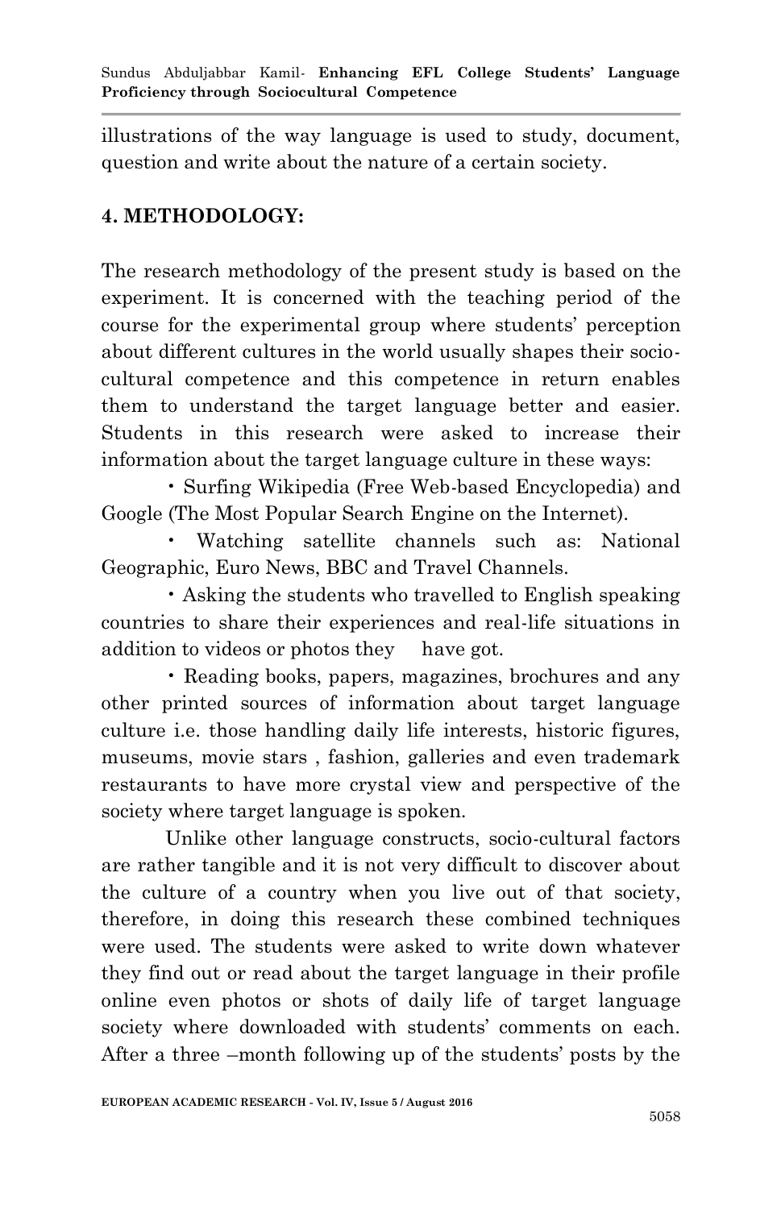illustrations of the way language is used to study, document, question and write about the nature of a certain society.

## 4. METHODOLOGY:

The research methodology of the present study is based on the experiment. It is concerned with the teaching period of the course for the experimental group where students' perception about different cultures in the world usually shapes their socio-cultural competence and this competence in return enables them to understand the target language better and easier. Students in this research were asked to increase their information about the target language culture in these ways:

- Surfing Wikipedia (Free Web-based Encyclopedia) and Google (The Most Popular Search Engine on the Internet).
- Watching satellite channels such as: National Geographic, Euro News, BBC and Travel Channels.
- Asking the students who travelled to English speaking countries to share their experiences and real-life situations in addition to videos or photos they have got.
- Reading books, papers, magazines, brochures and any other printed sources of information about target language culture i.e. those handling daily life interests, historic figures, museums, movie stars , fashion, galleries and even trademark restaurants to have more crystal view and perspective of the society where target language is spoken.

Unlike other language constructs, socio-cultural factors are rather tangible and it is not very difficult to discover about the culture of a country when you live out of that society, therefore, in doing this research these combined techniques were used. The students were asked to write down whatever they find out or read about the target language in their profile online even photos or shots of daily life of target language society where downloaded with students' comments on each. After a three –month following up of the students' posts by the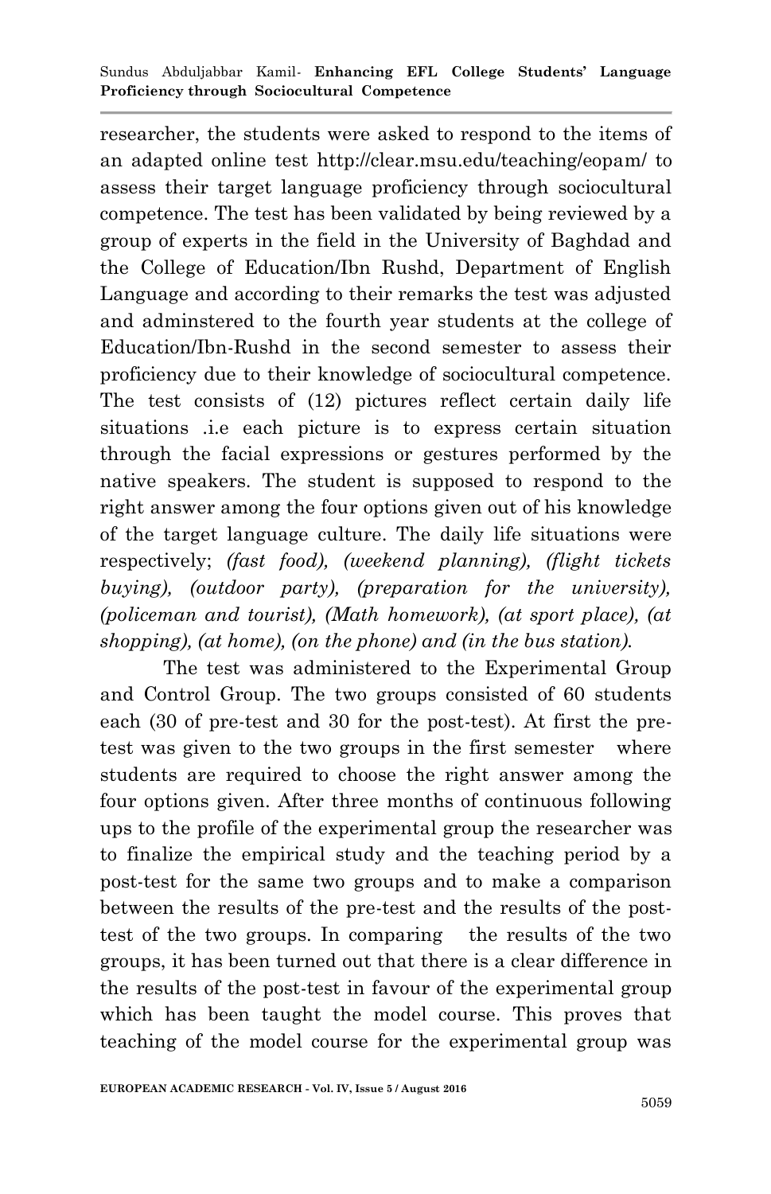researcher, the students were asked to respond to the items of an adapted online test http://clear.msu.edu/teaching/eopam/ to assess their target language proficiency through sociocultural competence. The test has been validated by being reviewed by a group of experts in the field in the University of Baghdad and the College of Education/Ibn Rushd, Department of English Language and according to their remarks the test was adjusted and adminstered to the fourth year students at the college of Education/Ibn-Rushd in the second semester to assess their proficiency due to their knowledge of sociocultural competence. The test consists of (12) pictures reflect certain daily life situations .i.e each picture is to express certain situation through the facial expressions or gestures performed by the native speakers. The student is supposed to respond to the right answer among the four options given out of his knowledge of the target language culture. The daily life situations were respectively; *(fast food), (weekend planning), (flight tickets buying), (outdoor party), (preparation for the university), (policeman and tourist), (Math homework), (at sport place), (at shopping), (at home), (on the phone) and (in the bus station).*

The test was administered to the Experimental Group and Control Group. The two groups consisted of 60 students each (30 of pre-test and 30 for the post-test). At first the pre-test was given to the two groups in the first semester where students are required to choose the right answer among the four options given. After three months of continuous following ups to the profile of the experimental group the researcher was to finalize the empirical study and the teaching period by a post-test for the same two groups and to make a comparison between the results of the pre-test and the results of the post-test of the two groups. In comparing the results of the two groups, it has been turned out that there is a clear difference in the results of the post-test in favour of the experimental group which has been taught the model course. This proves that teaching of the model course for the experimental group was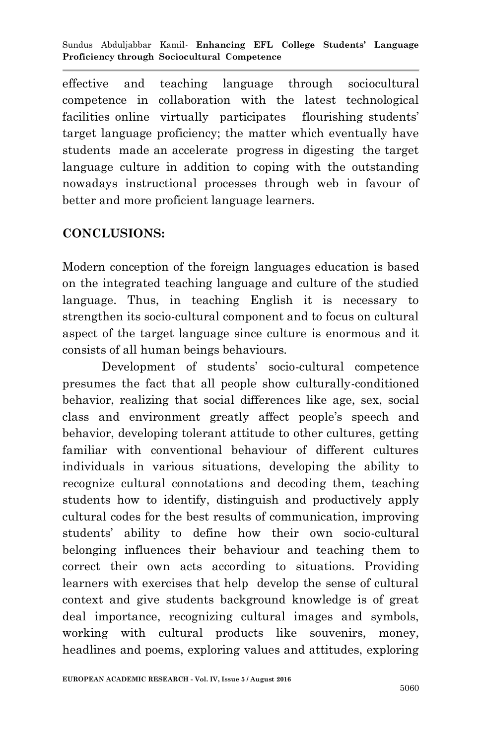effective and teaching language through sociocultural competence in collaboration with the latest technological facilities online virtually participates flourishing students' target language proficiency; the matter which eventually have students made an accelerate progress in digesting the target language culture in addition to coping with the outstanding nowadays instructional processes through web in favour of better and more proficient language learners.

## CONCLUSIONS:

Modern conception of the foreign languages education is based on the integrated teaching language and culture of the studied language. Thus, in teaching English it is necessary to strengthen its socio-cultural component and to focus on cultural aspect of the target language since culture is enormous and it consists of all human beings behaviours.

Development of students' socio-cultural competence presumes the fact that all people show culturally-conditioned behavior, realizing that social differences like age, sex, social class and environment greatly affect people's speech and behavior, developing tolerant attitude to other cultures, getting familiar with conventional behaviour of different cultures individuals in various situations, developing the ability to recognize cultural connotations and decoding them, teaching students how to identify, distinguish and productively apply cultural codes for the best results of communication, improving students' ability to define how their own socio-cultural belonging influences their behaviour and teaching them to correct their own acts according to situations. Providing learners with exercises that help develop the sense of cultural context and give students background knowledge is of great deal importance, recognizing cultural images and symbols, working with cultural products like souvenirs, money, headlines and poems, exploring values and attitudes, exploring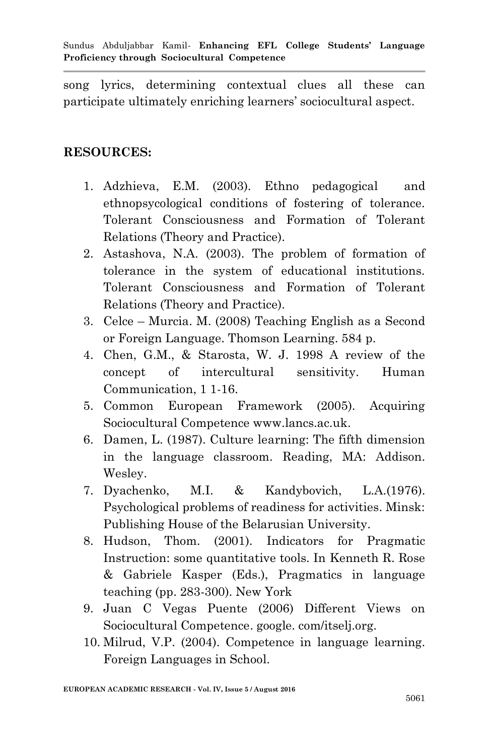song lyrics, determining contextual clues all these can participate ultimately enriching learners' sociocultural aspect.

## RESOURCES:

1. Adzhieva, E.M. (2003). Ethno pedagogical and ethnopsycological conditions of fostering of tolerance. Tolerant Consciousness and Formation of Tolerant Relations (Theory and Practice).
2. Astashova, N.A. (2003). The problem of formation of tolerance in the system of educational institutions. Tolerant Consciousness and Formation of Tolerant Relations (Theory and Practice).
3. Celce – Murcia. M. (2008) Teaching English as a Second or Foreign Language. Thomson Learning. 584 p.
4. Chen, G.M., & Starosta, W. J. 1998 A review of the concept of intercultural sensitivity. Human Communication, 1 1-16.
5. Common European Framework (2005). Acquiring Sociocultural Competence www.lancs.ac.uk.
6. Damen, L. (1987). Culture learning: The fifth dimension in the language classroom. Reading, MA: Addison. Wesley.
7. Dyachenko, M.I. & Kandybovich, L.A.(1976). Psychological problems of readiness for activities. Minsk: Publishing House of the Belarusian University.
8. Hudson, Thom. (2001). Indicators for Pragmatic Instruction: some quantitative tools. In Kenneth R. Rose & Gabriele Kasper (Eds.), Pragmatics in language teaching (pp. 283-300). New York
9. Juan C Vegas Puente (2006) Different Views on Sociocultural Competence. google. com/itselj.org.
10. Milrud, V.P. (2004). Competence in language learning. Foreign Languages in School.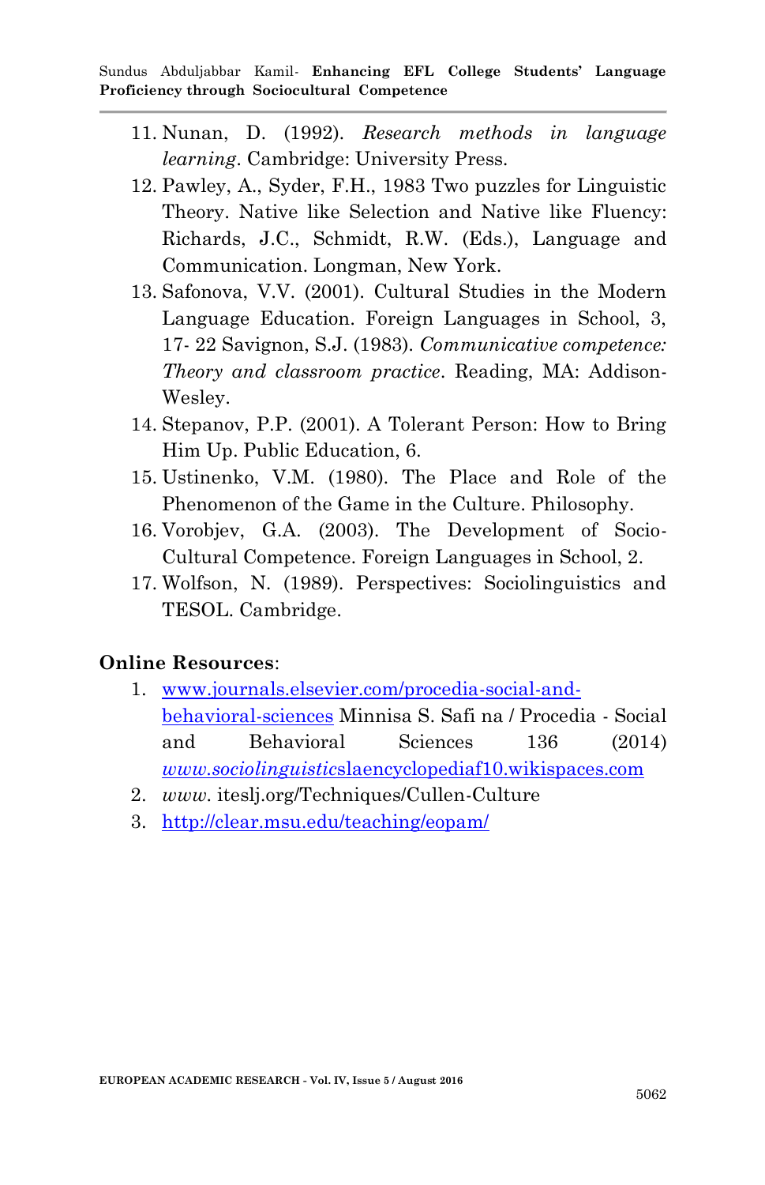11. Nunan, D. (1992). *Research methods in language learning*. Cambridge: University Press.
12. Pawley, A., Syder, F.H., 1983 Two puzzles for Linguistic Theory. Native like Selection and Native like Fluency: Richards, J.C., Schmidt, R.W. (Eds.), Language and Communication. Longman, New York.
13. Safonova, V.V. (2001). Cultural Studies in the Modern Language Education. Foreign Languages in School, 3, 17- 22 Savignon, S.J. (1983). *Communicative competence: Theory and classroom practice*. Reading, MA: Addison-Wesley.
14. Stepanov, P.P. (2001). A Tolerant Person: How to Bring Him Up. Public Education, 6.
15. Ustinenko, V.M. (1980). The Place and Role of the Phenomenon of the Game in the Culture. Philosophy.
16. Vorobjev, G.A. (2003). The Development of Socio-Cultural Competence. Foreign Languages in School, 2.
17. Wolfson, N. (1989). Perspectives: Sociolinguistics and TESOL. Cambridge.

**Online Resources**:

1. www.journals.elsevier.com/procedia-social-and-behavioral-sciences Minnisa S. Safi na / Procedia - Social and Behavioral Sciences 136 (2014) *www.sociolinguistic*slaencyclopediaf10.wikispaces.com
2. *www.* iteslj.org/Techniques/Cullen-Culture
3. http://clear.msu.edu/teaching/eopam/